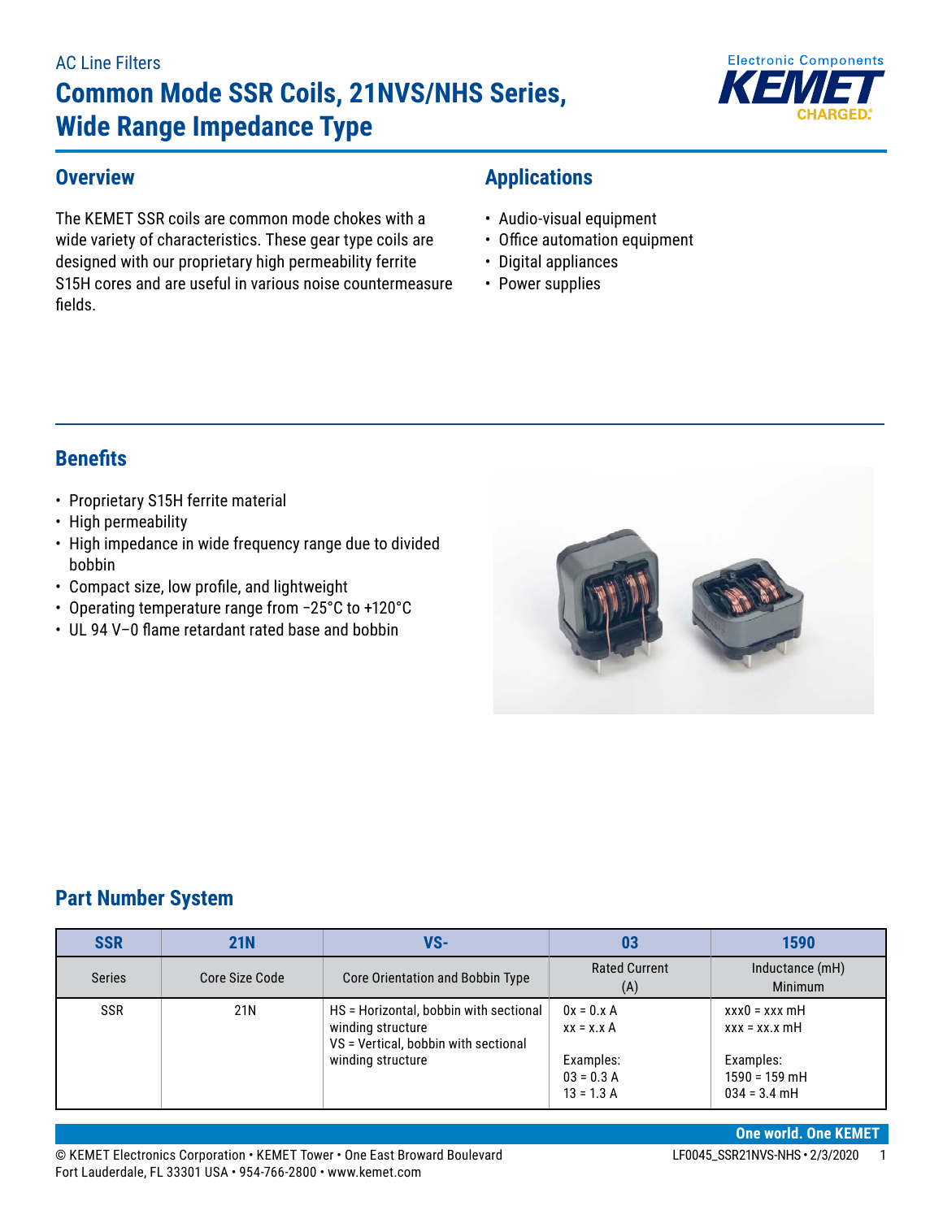AC Line Filters

# Common Mode SSR Coils, 21NVS/NHS Series, Wide Range Impedance Type

## Overview

The KEMET SSR coils are common mode chokes with a wide variety of characteristics. These gear type coils are designed with our proprietary high permeability ferrite S15H cores and are useful in various noise countermeasure fields.

## Applications

- Audio-visual equipment
- Office automation equipment
- Digital appliances
- Power supplies

## Benefits

- Proprietary S15H ferrite material
- High permeability
- High impedance in wide frequency range due to divided bobbin
- Compact size, low profile, and lightweight
- Operating temperature range from −25°C to +120°C
- UL 94 V–0 flame retardant rated base and bobbin

## Part Number System

| SSR | 21N | VS- | 03 | 1590 |
|---|---|---|---|---|
| Series | Core Size Code | Core Orientation and Bobbin Type | Rated Current (A) | Inductance (mH) Minimum |
| SSR | 21N | HS = Horizontal, bobbin with sectional winding structure<br>VS = Vertical, bobbin with sectional winding structure | 0x = 0.x A<br>xx = x.x A<br><br>Examples:<br>03 = 0.3 A<br>13 = 1.3 A | xxx0 = xxx mH<br>xxx = xx.x mH<br><br>Examples:<br>1590 = 159 mH<br>034 = 3.4 mH |

One world. One KEMET

© KEMET Electronics Corporation • KEMET Tower • One East Broward Boulevard Fort Lauderdale, FL 33301 USA • 954-766-2800 • www.kemet.com

LF0045_SSR21NVS-NHS • 2/3/2020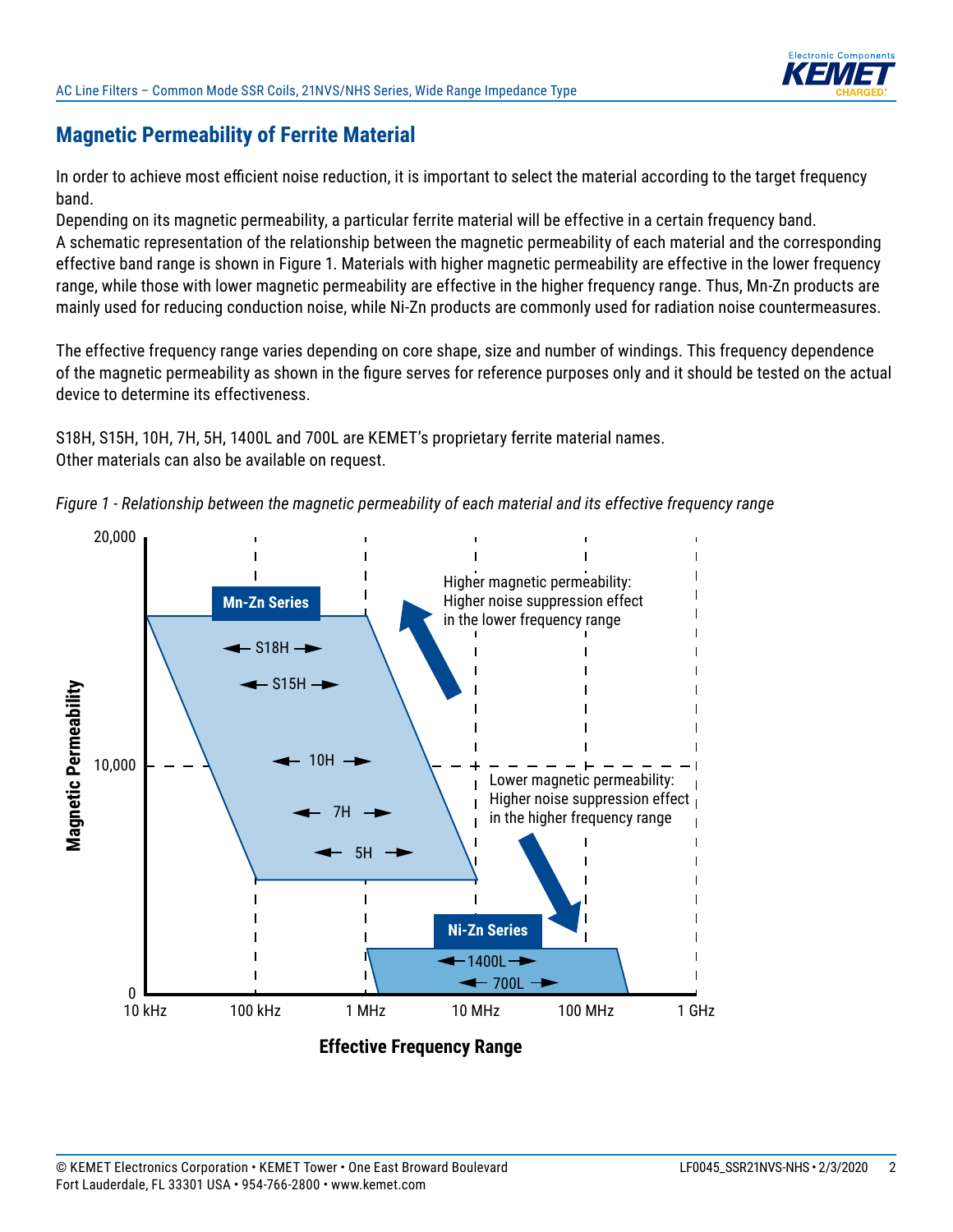## Magnetic Permeability of Ferrite Material

In order to achieve most efficient noise reduction, it is important to select the material according to the target frequency band.
Depending on its magnetic permeability, a particular ferrite material will be effective in a certain frequency band.
A schematic representation of the relationship between the magnetic permeability of each material and the corresponding effective band range is shown in Figure 1. Materials with higher magnetic permeability are effective in the lower frequency range, while those with lower magnetic permeability are effective in the higher frequency range. Thus, Mn-Zn products are mainly used for reducing conduction noise, while Ni-Zn products are commonly used for radiation noise countermeasures.

The effective frequency range varies depending on core shape, size and number of windings. This frequency dependence of the magnetic permeability as shown in the figure serves for reference purposes only and it should be tested on the actual device to determine its effectiveness.

S18H, S15H, 10H, 7H, 5H, 1400L and 700L are KEMET's proprietary ferrite material names.
Other materials can also be available on request.

*Figure 1 - Relationship between the magnetic permeability of each material and its effective frequency range*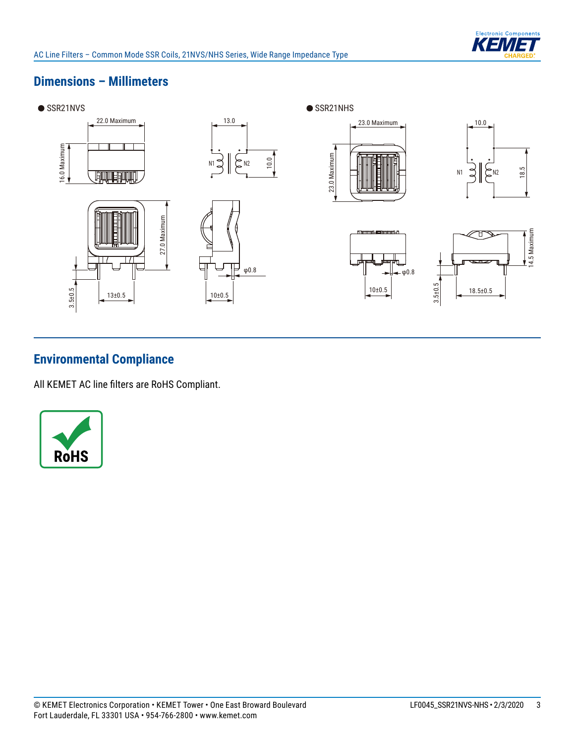## Dimensions – Millimeters

● SSR21NVS

22.0 Maximum

16.0 Maximum

13.0

N1

N2

10.0

27.0 Maximum

φ0.8

3.5±0.5

13±0.5

10±0.5

● SSR21NHS

23.0 Maximum

23.0 Maximum

10.0

N1

N2

18.5

φ0.8

10±0.5

14.5 Maximum

3.5±0.5

18.5±0.5

## Environmental Compliance

All KEMET AC line filters are RoHS Compliant.

RoHS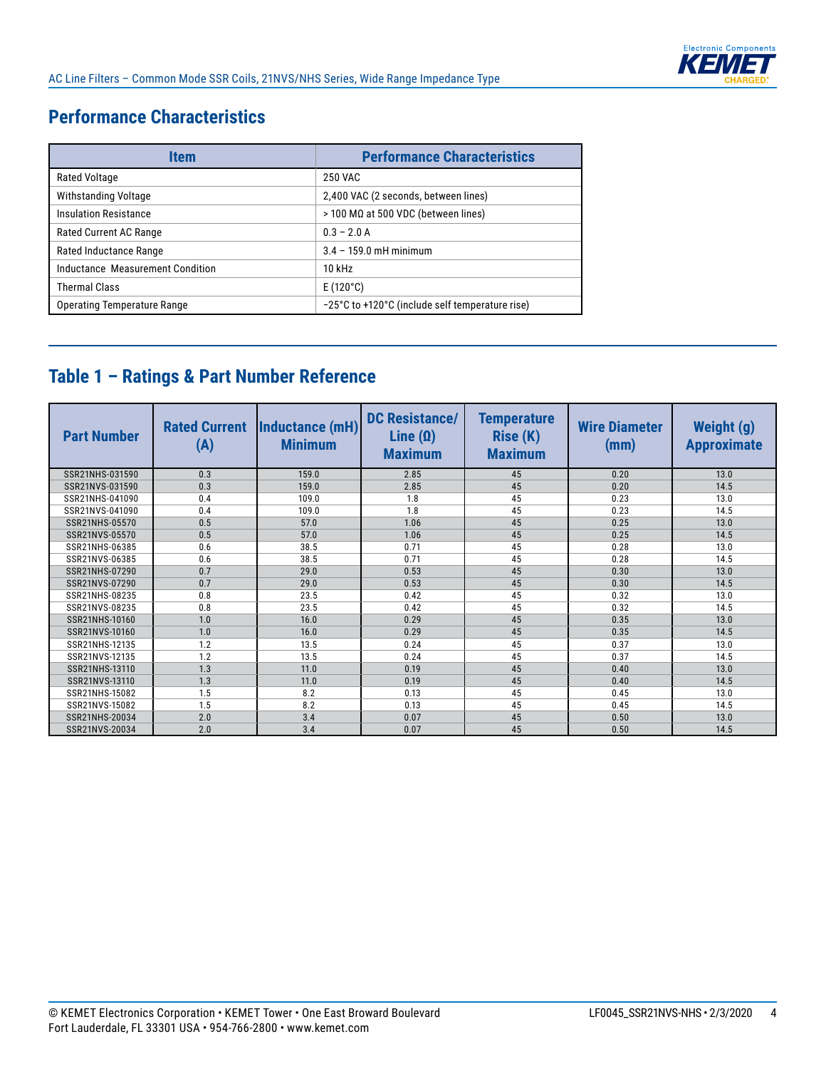## Performance Characteristics

| Item | Performance Characteristics |
|---|---|
| Rated Voltage | 250 VAC |
| Withstanding Voltage | 2,400 VAC (2 seconds, between lines) |
| Insulation Resistance | > 100 MΩ at 500 VDC (between lines) |
| Rated Current AC Range | 0.3 – 2.0 A |
| Rated Inductance Range | 3.4 – 159.0 mH minimum |
| Inductance Measurement Condition | 10 kHz |
| Thermal Class | E (120°C) |
| Operating Temperature Range | −25°C to +120°C (include self temperature rise) |

## Table 1 – Ratings & Part Number Reference

| Part Number | Rated Current (A) | Inductance (mH) Minimum | DC Resistance/ Line (Ω) Maximum | Temperature Rise (K) Maximum | Wire Diameter (mm) | Weight (g) Approximate |
|---|---|---|---|---|---|---|
| SSR21NHS-031590 | 0.3 | 159.0 | 2.85 | 45 | 0.20 | 13.0 |
| SSR21NVS-031590 | 0.3 | 159.0 | 2.85 | 45 | 0.20 | 14.5 |
| SSR21NHS-041090 | 0.4 | 109.0 | 1.8 | 45 | 0.23 | 13.0 |
| SSR21NVS-041090 | 0.4 | 109.0 | 1.8 | 45 | 0.23 | 14.5 |
| SSR21NHS-05570 | 0.5 | 57.0 | 1.06 | 45 | 0.25 | 13.0 |
| SSR21NVS-05570 | 0.5 | 57.0 | 1.06 | 45 | 0.25 | 14.5 |
| SSR21NHS-06385 | 0.6 | 38.5 | 0.71 | 45 | 0.28 | 13.0 |
| SSR21NVS-06385 | 0.6 | 38.5 | 0.71 | 45 | 0.28 | 14.5 |
| SSR21NHS-07290 | 0.7 | 29.0 | 0.53 | 45 | 0.30 | 13.0 |
| SSR21NVS-07290 | 0.7 | 29.0 | 0.53 | 45 | 0.30 | 14.5 |
| SSR21NHS-08235 | 0.8 | 23.5 | 0.42 | 45 | 0.32 | 13.0 |
| SSR21NVS-08235 | 0.8 | 23.5 | 0.42 | 45 | 0.32 | 14.5 |
| SSR21NHS-10160 | 1.0 | 16.0 | 0.29 | 45 | 0.35 | 13.0 |
| SSR21NVS-10160 | 1.0 | 16.0 | 0.29 | 45 | 0.35 | 14.5 |
| SSR21NHS-12135 | 1.2 | 13.5 | 0.24 | 45 | 0.37 | 13.0 |
| SSR21NVS-12135 | 1.2 | 13.5 | 0.24 | 45 | 0.37 | 14.5 |
| SSR21NHS-13110 | 1.3 | 11.0 | 0.19 | 45 | 0.40 | 13.0 |
| SSR21NVS-13110 | 1.3 | 11.0 | 0.19 | 45 | 0.40 | 14.5 |
| SSR21NHS-15082 | 1.5 | 8.2 | 0.13 | 45 | 0.45 | 13.0 |
| SSR21NVS-15082 | 1.5 | 8.2 | 0.13 | 45 | 0.45 | 14.5 |
| SSR21NHS-20034 | 2.0 | 3.4 | 0.07 | 45 | 0.50 | 13.0 |
| SSR21NVS-20034 | 2.0 | 3.4 | 0.07 | 45 | 0.50 | 14.5 |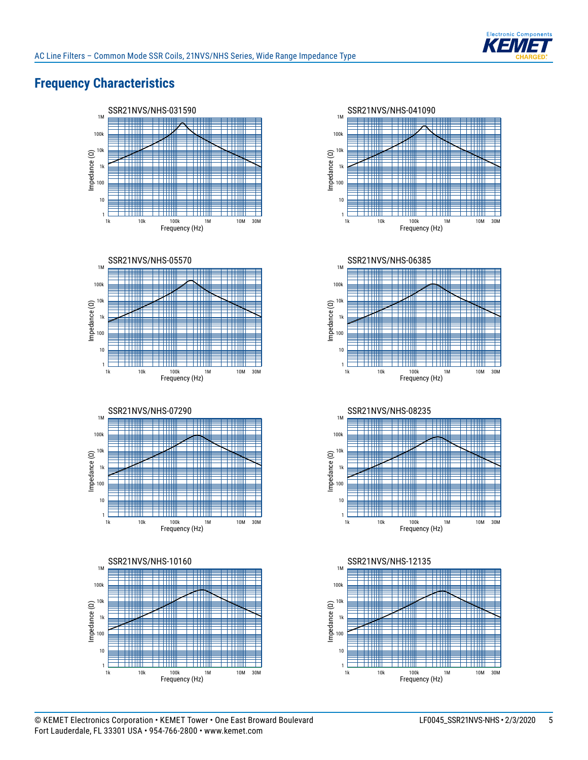## Frequency Characteristics

SSR21NVS/NHS-031590

Impedance (Ω) vs. Frequency (Hz)

SSR21NVS/NHS-041090

Impedance (Ω) vs. Frequency (Hz)

SSR21NVS/NHS-05570

Impedance (Ω) vs. Frequency (Hz)

SSR21NVS/NHS-06385

Impedance (Ω) vs. Frequency (Hz)

SSR21NVS/NHS-07290

Impedance (Ω) vs. Frequency (Hz)

SSR21NVS/NHS-08235

Impedance (Ω) vs. Frequency (Hz)

SSR21NVS/NHS-10160

Impedance (Ω) vs. Frequency (Hz)

SSR21NVS/NHS-12135

Impedance (Ω) vs. Frequency (Hz)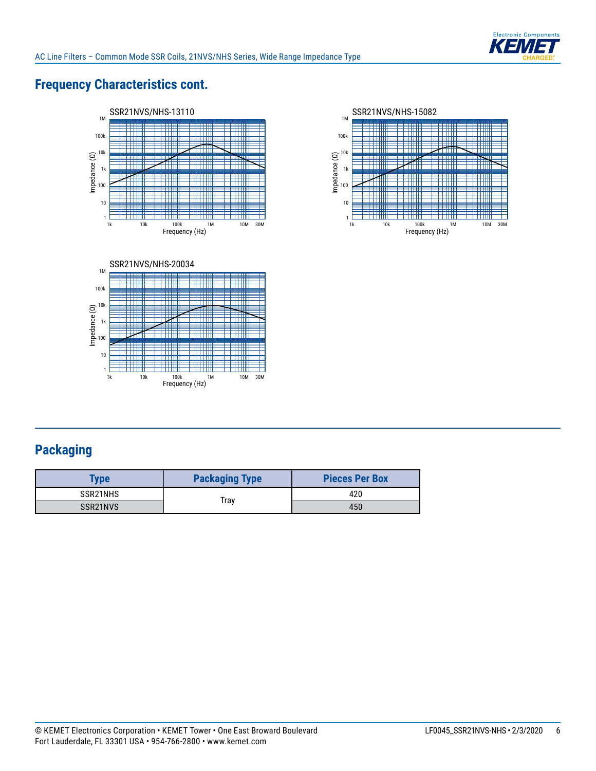## Frequency Characteristics cont.

SSR21NVS/NHS-13110

SSR21NVS/NHS-15082

SSR21NVS/NHS-20034

## Packaging

| Type | Packaging Type | Pieces Per Box |
|---|---|---|
| SSR21NHS | Tray | 420 |
| SSR21NVS | | 450 |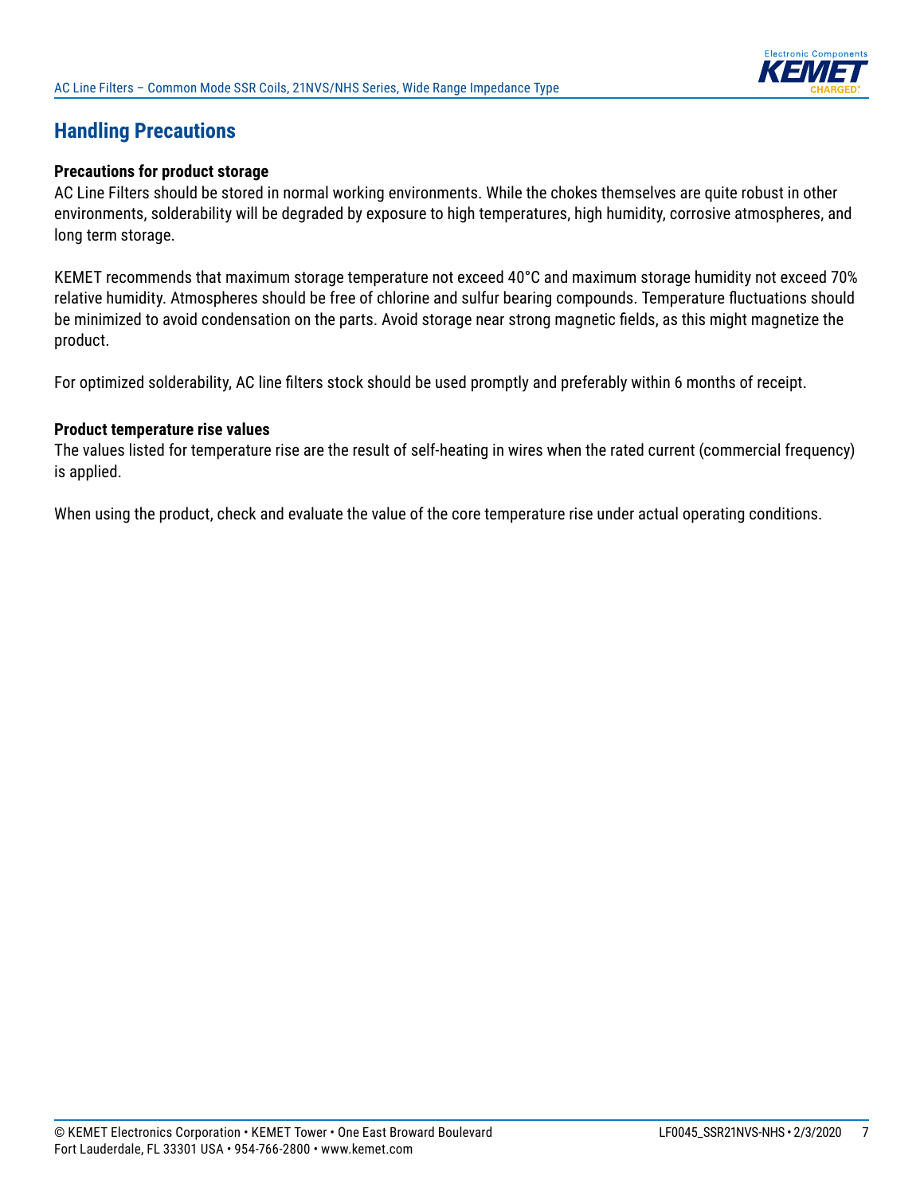## Handling Precautions

### Precautions for product storage

AC Line Filters should be stored in normal working environments. While the chokes themselves are quite robust in other environments, solderability will be degraded by exposure to high temperatures, high humidity, corrosive atmospheres, and long term storage.

KEMET recommends that maximum storage temperature not exceed 40°C and maximum storage humidity not exceed 70% relative humidity. Atmospheres should be free of chlorine and sulfur bearing compounds. Temperature fluctuations should be minimized to avoid condensation on the parts. Avoid storage near strong magnetic fields, as this might magnetize the product.

For optimized solderability, AC line filters stock should be used promptly and preferably within 6 months of receipt.

### Product temperature rise values

The values listed for temperature rise are the result of self-heating in wires when the rated current (commercial frequency) is applied.

When using the product, check and evaluate the value of the core temperature rise under actual operating conditions.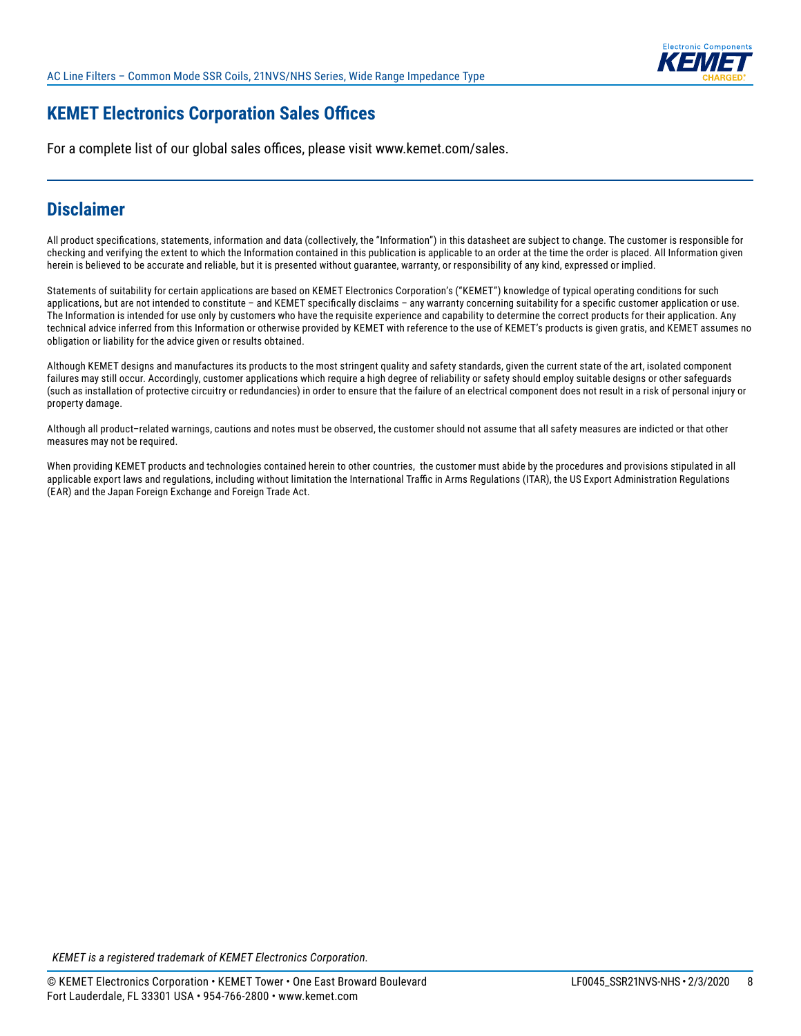## KEMET Electronics Corporation Sales Offices

For a complete list of our global sales offices, please visit www.kemet.com/sales.

## Disclaimer

All product specifications, statements, information and data (collectively, the "Information") in this datasheet are subject to change. The customer is responsible for checking and verifying the extent to which the Information contained in this publication is applicable to an order at the time the order is placed. All Information given herein is believed to be accurate and reliable, but it is presented without guarantee, warranty, or responsibility of any kind, expressed or implied.

Statements of suitability for certain applications are based on KEMET Electronics Corporation's ("KEMET") knowledge of typical operating conditions for such applications, but are not intended to constitute – and KEMET specifically disclaims – any warranty concerning suitability for a specific customer application or use. The Information is intended for use only by customers who have the requisite experience and capability to determine the correct products for their application. Any technical advice inferred from this Information or otherwise provided by KEMET with reference to the use of KEMET's products is given gratis, and KEMET assumes no obligation or liability for the advice given or results obtained.

Although KEMET designs and manufactures its products to the most stringent quality and safety standards, given the current state of the art, isolated component failures may still occur. Accordingly, customer applications which require a high degree of reliability or safety should employ suitable designs or other safeguards (such as installation of protective circuitry or redundancies) in order to ensure that the failure of an electrical component does not result in a risk of personal injury or property damage.

Although all product–related warnings, cautions and notes must be observed, the customer should not assume that all safety measures are indicted or that other measures may not be required.

When providing KEMET products and technologies contained herein to other countries, the customer must abide by the procedures and provisions stipulated in all applicable export laws and regulations, including without limitation the International Traffic in Arms Regulations (ITAR), the US Export Administration Regulations (EAR) and the Japan Foreign Exchange and Foreign Trade Act.

*KEMET is a registered trademark of KEMET Electronics Corporation.*